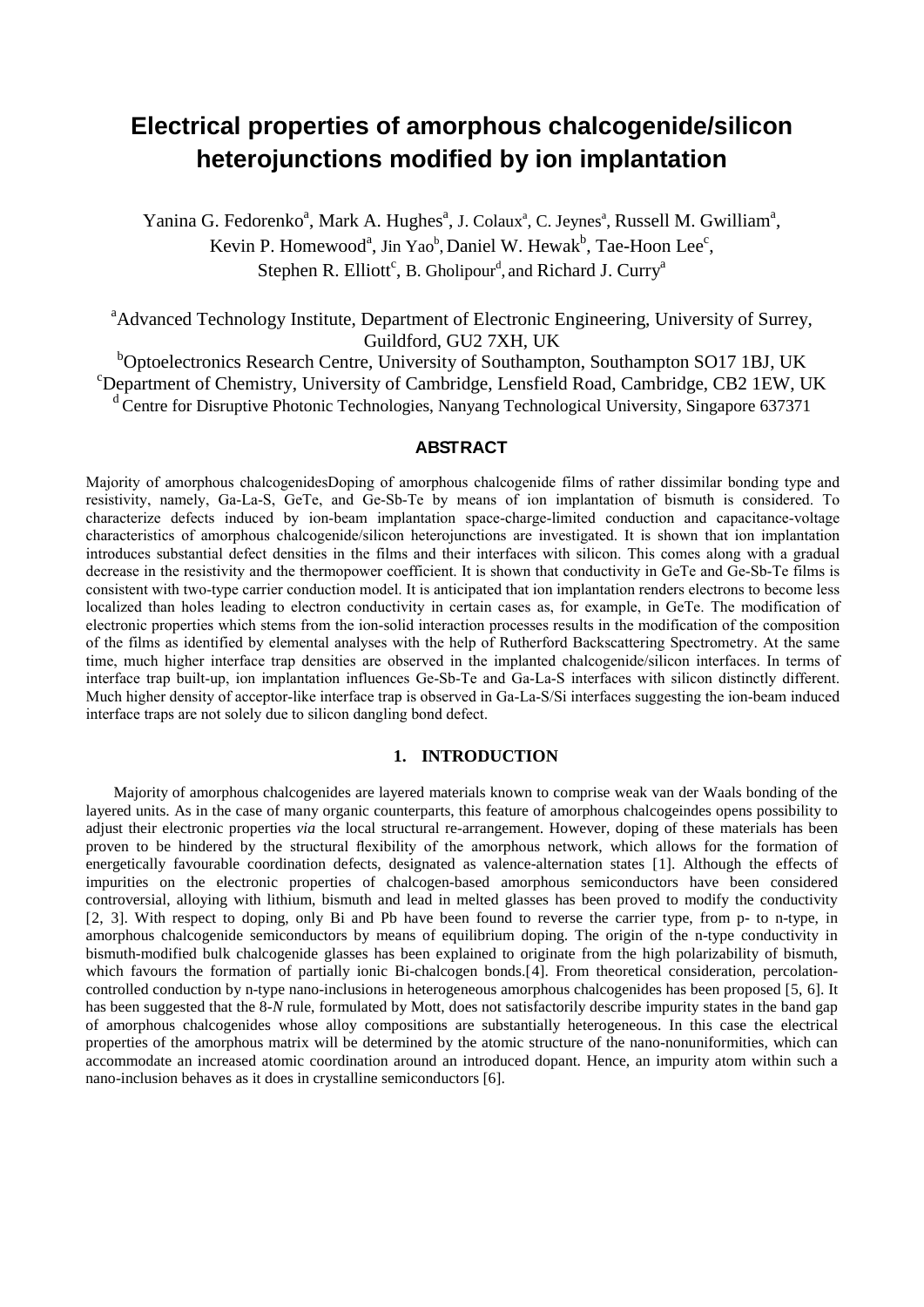# Electrical properties of amorphous chalcogenide/silicon heterojunctions modified by ion implantation

Yanina G. Fedorenko[a], Mark A. Hughes[a], J. Colaux[a], C. Jeynes[a], Russell M. Gwilliam[a], Kevin P. Homewood[a], Jin Yao[b], Daniel W. Hewak[b], Tae-Hoon Lee[c], Stephen R. Elliott[c], B. Gholipour[d], and Richard J. Curry[a]

[a]Advanced Technology Institute, Department of Electronic Engineering, University of Surrey, Guildford, GU2 7XH, UK

[b]Optoelectronics Research Centre, University of Southampton, Southampton SO17 1BJ, UK

[c]Department of Chemistry, University of Cambridge, Lensfield Road, Cambridge, CB2 1EW, UK

[d] Centre for Disruptive Photonic Technologies, Nanyang Technological University, Singapore 637371

## ABSTRACT

Majority of amorphous chalcogenidesDoping of amorphous chalcogenide films of rather dissimilar bonding type and resistivity, namely, Ga-La-S, GeTe, and Ge-Sb-Te by means of ion implantation of bismuth is considered. To characterize defects induced by ion-beam implantation space-charge-limited conduction and capacitance-voltage characteristics of amorphous chalcogenide/silicon heterojunctions are investigated. It is shown that ion implantation introduces substantial defect densities in the films and their interfaces with silicon. This comes along with a gradual decrease in the resistivity and the thermopower coefficient. It is shown that conductivity in GeTe and Ge-Sb-Te films is consistent with two-type carrier conduction model. It is anticipated that ion implantation renders electrons to become less localized than holes leading to electron conductivity in certain cases as, for example, in GeTe. The modification of electronic properties which stems from the ion-solid interaction processes results in the modification of the composition of the films as identified by elemental analyses with the help of Rutherford Backscattering Spectrometry. At the same time, much higher interface trap densities are observed in the implanted chalcogenide/silicon interfaces. In terms of interface trap built-up, ion implantation influences Ge-Sb-Te and Ga-La-S interfaces with silicon distinctly different. Much higher density of acceptor-like interface trap is observed in Ga-La-S/Si interfaces suggesting the ion-beam induced interface traps are not solely due to silicon dangling bond defect.

## 1. INTRODUCTION

Majority of amorphous chalcogenides are layered materials known to comprise weak van der Waals bonding of the layered units. As in the case of many organic counterparts, this feature of amorphous chalcogeindes opens possibility to adjust their electronic properties *via* the local structural re-arrangement. However, doping of these materials has been proven to be hindered by the structural flexibility of the amorphous network, which allows for the formation of energetically favourable coordination defects, designated as valence-alternation states [1]. Although the effects of impurities on the electronic properties of chalcogen-based amorphous semiconductors have been considered controversial, alloying with lithium, bismuth and lead in melted glasses has been proved to modify the conductivity [2, 3]. With respect to doping, only Bi and Pb have been found to reverse the carrier type, from p- to n-type, in amorphous chalcogenide semiconductors by means of equilibrium doping. The origin of the n-type conductivity in bismuth-modified bulk chalcogenide glasses has been explained to originate from the high polarizability of bismuth, which favours the formation of partially ionic Bi-chalcogen bonds.[4]. From theoretical consideration, percolation-controlled conduction by n-type nano-inclusions in heterogeneous amorphous chalcogenides has been proposed [5, 6]. It has been suggested that the 8-*N* rule, formulated by Mott, does not satisfactorily describe impurity states in the band gap of amorphous chalcogenides whose alloy compositions are substantially heterogeneous. In this case the electrical properties of the amorphous matrix will be determined by the atomic structure of the nano-nonuniformities, which can accommodate an increased atomic coordination around an introduced dopant. Hence, an impurity atom within such a nano-inclusion behaves as it does in crystalline semiconductors [6].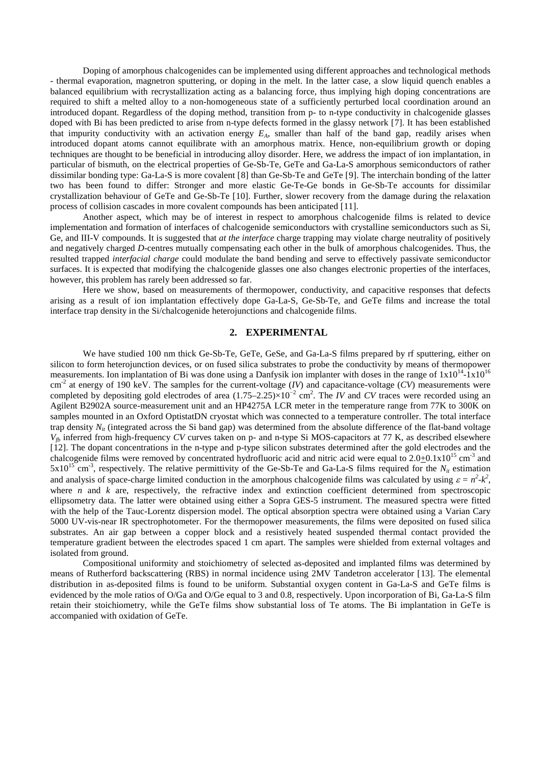Doping of amorphous chalcogenides can be implemented using different approaches and technological methods - thermal evaporation, magnetron sputtering, or doping in the melt. In the latter case, a slow liquid quench enables a balanced equilibrium with recrystallization acting as a balancing force, thus implying high doping concentrations are required to shift a melted alloy to a non-homogeneous state of a sufficiently perturbed local coordination around an introduced dopant. Regardless of the doping method, transition from p- to n-type conductivity in chalcogenide glasses doped with Bi has been predicted to arise from n-type defects formed in the glassy network [7]. It has been established that impurity conductivity with an activation energy $E_A$, smaller than half of the band gap, readily arises when introduced dopant atoms cannot equilibrate with an amorphous matrix. Hence, non-equilibrium growth or doping techniques are thought to be beneficial in introducing alloy disorder. Here, we address the impact of ion implantation, in particular of bismuth, on the electrical properties of Ge-Sb-Te, GeTe and Ga-La-S amorphous semiconductors of rather dissimilar bonding type: Ga-La-S is more covalent [8] than Ge-Sb-Te and GeTe [9]. The interchain bonding of the latter two has been found to differ: Stronger and more elastic Ge-Te-Ge bonds in Ge-Sb-Te accounts for dissimilar crystallization behaviour of GeTe and Ge-Sb-Te [10]. Further, slower recovery from the damage during the relaxation process of collision cascades in more covalent compounds has been anticipated [11].

Another aspect, which may be of interest in respect to amorphous chalcogenide films is related to device implementation and formation of interfaces of chalcogenide semiconductors with crystalline semiconductors such as Si, Ge, and III-V compounds. It is suggested that *at the interface* charge trapping may violate charge neutrality of positively and negatively charged *D*-centres mutually compensating each other in the bulk of amorphous chalcogenides. Thus, the resulted trapped *interfacial charge* could modulate the band bending and serve to effectively passivate semiconductor surfaces. It is expected that modifying the chalcogenide glasses one also changes electronic properties of the interfaces, however, this problem has rarely been addressed so far.

Here we show, based on measurements of thermopower, conductivity, and capacitive responses that defects arising as a result of ion implantation effectively dope Ga-La-S, Ge-Sb-Te, and GeTe films and increase the total interface trap density in the Si/chalcogenide heterojunctions and chalcogenide films.

## 2. EXPERIMENTAL

We have studied 100 nm thick Ge-Sb-Te, GeTe, GeSe, and Ga-La-S films prepared by rf sputtering, either on silicon to form heterojunction devices, or on fused silica substrates to probe the conductivity by means of thermopower measurements. Ion implantation of Bi was done using a Danfysik ion implanter with doses in the range of $1\text{x}10^{14}$-$1\text{x}10^{16}$ $\text{cm}^{-2}$ at energy of 190 keV. The samples for the current-voltage (*IV*) and capacitance-voltage (*CV*) measurements were completed by depositing gold electrodes of area $(1.75–2.25)\times10^{-2}$ $\text{cm}^2$. The *IV* and *CV* traces were recorded using an Agilent B2902A source-measurement unit and an HP4275A LCR meter in the temperature range from 77K to 300K on samples mounted in an Oxford OptistatDN cryostat which was connected to a temperature controller. The total interface trap density $N_{it}$ (integrated across the Si band gap) was determined from the absolute difference of the flat-band voltage $V_{fb}$ inferred from high-frequency *CV* curves taken on p- and n-type Si MOS-capacitors at 77 K, as described elsewhere [12]. The dopant concentrations in the n-type and p-type silicon substrates determined after the gold electrodes and the chalcogenide films were removed by concentrated hydrofluoric acid and nitric acid were equal to $2.0\pm0.1\text{x}10^{15}$ $\text{cm}^{-3}$ and $5\text{x}10^{15}$ $\text{cm}^{-3}$, respectively. The relative permittivity of the Ge-Sb-Te and Ga-La-S films required for the $N_{it}$ estimation and analysis of space-charge limited conduction in the amorphous chalcogenide films was calculated by using $\varepsilon = n^2-k^2$, where *n* and *k* are, respectively, the refractive index and extinction coefficient determined from spectroscopic ellipsometry data. The latter were obtained using either a Sopra GES-5 instrument. The measured spectra were fitted with the help of the Tauc-Lorentz dispersion model. The optical absorption spectra were obtained using a Varian Cary 5000 UV-vis-near IR spectrophotometer. For the thermopower measurements, the films were deposited on fused silica substrates. An air gap between a copper block and a resistively heated suspended thermal contact provided the temperature gradient between the electrodes spaced 1 cm apart. The samples were shielded from external voltages and isolated from ground.

Compositional uniformity and stoichiometry of selected as-deposited and implanted films was determined by means of Rutherford backscattering (RBS) in normal incidence using 2MV Tandetron accelerator [13]. The elemental distribution in as-deposited films is found to be uniform. Substantial oxygen content in Ga-La-S and GeTe films is evidenced by the mole ratios of O/Ga and O/Ge equal to 3 and 0.8, respectively. Upon incorporation of Bi, Ga-La-S film retain their stoichiometry, while the GeTe films show substantial loss of Te atoms. The Bi implantation in GeTe is accompanied with oxidation of GeTe.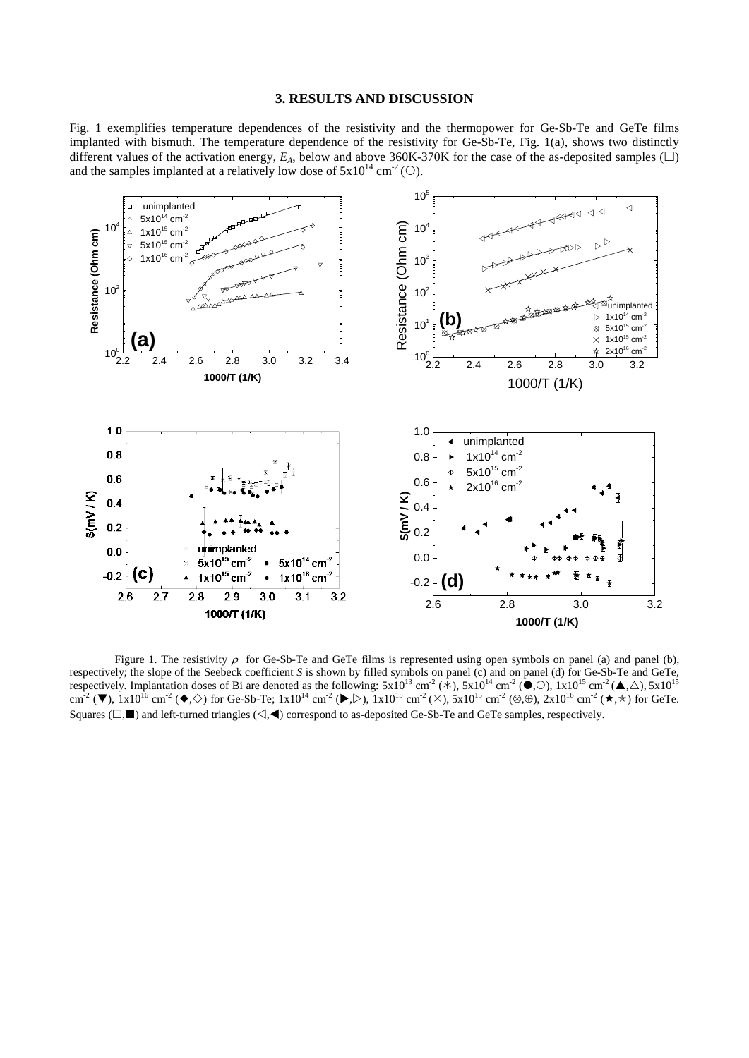## 3. RESULTS AND DISCUSSION

Fig. 1 exemplifies temperature dependences of the resistivity and the thermopower for Ge-Sb-Te and GeTe films implanted with bismuth. The temperature dependence of the resistivity for Ge-Sb-Te, Fig. 1(a), shows two distinctly different values of the activation energy, $E_A$, below and above 360K-370K for the case of the as-deposited samples (□) and the samples implanted at a relatively low dose of $5x10^{14}$ $cm^{-2}$ (○).

Figure 1. The resistivity $\rho$ for Ge-Sb-Te and GeTe films is represented using open symbols on panel (a) and panel (b), respectively; the slope of the Seebeck coefficient $S$ is shown by filled symbols on panel (c) and on panel (d) for Ge-Sb-Te and GeTe, respectively. Implantation doses of Bi are denoted as the following: $5x10^{13}$ $cm^{-2}$ (✳), $5x10^{14}$ $cm^{-2}$ (●,○), $1x10^{15}$ $cm^{-2}$ (▲,△), $5x10^{15}$ $cm^{-2}$ (▼), $1x10^{16}$ $cm^{-2}$ (◆,◇) for Ge-Sb-Te; $1x10^{14}$ $cm^{-2}$ (▶,▷), $1x10^{15}$ $cm^{-2}$ (×), $5x10^{15}$ $cm^{-2}$ (⊗,⊕), $2x10^{16}$ $cm^{-2}$ (★,☆) for GeTe. Squares (□,■) and left-turned triangles (◁,◀) correspond to as-deposited Ge-Sb-Te and GeTe samples, respectively.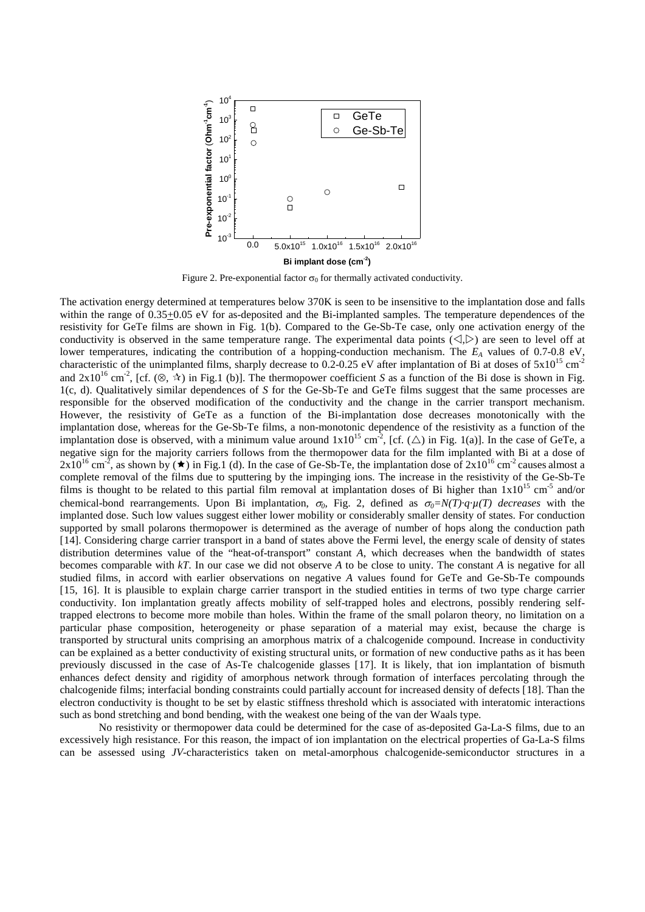Figure 2. Pre-exponential factor $\sigma_0$ for thermally activated conductivity.

The activation energy determined at temperatures below 370K is seen to be insensitive to the implantation dose and falls within the range of 0.35$\pm$0.05 eV for as-deposited and the Bi-implanted samples. The temperature dependences of the resistivity for GeTe films are shown in Fig. 1(b). Compared to the Ge-Sb-Te case, only one activation energy of the conductivity is observed in the same temperature range. The experimental data points (◁,▷) are seen to level off at lower temperatures, indicating the contribution of a hopping-conduction mechanism. The $E_A$ values of 0.7-0.8 eV, characteristic of the unimplanted films, sharply decrease to 0.2-0.25 eV after implantation of Bi at doses of $5x10^{15}$ cm$^{-2}$ and $2x10^{16}$ cm$^{-2}$, [cf. (⊗, ☆) in Fig.1 (b)]. The thermopower coefficient *S* as a function of the Bi dose is shown in Fig. 1(c, d). Qualitatively similar dependences of *S* for the Ge-Sb-Te and GeTe films suggest that the same processes are responsible for the observed modification of the conductivity and the change in the carrier transport mechanism. However, the resistivity of GeTe as a function of the Bi-implantation dose decreases monotonically with the implantation dose, whereas for the Ge-Sb-Te films, a non-monotonic dependence of the resistivity as a function of the implantation dose is observed, with a minimum value around $1x10^{15}$ cm$^{-2}$, [cf. (△) in Fig. 1(a)]. In the case of GeTe, a negative sign for the majority carriers follows from the thermopower data for the film implanted with Bi at a dose of $2x10^{16}$ cm$^{-2}$, as shown by (★) in Fig.1 (d). In the case of Ge-Sb-Te, the implantation dose of $2x10^{16}$ cm$^{-2}$ causes almost a complete removal of the films due to sputtering by the impinging ions. The increase in the resistivity of the Ge-Sb-Te films is thought to be related to this partial film removal at implantation doses of Bi higher than $1x10^{15}$ cm$^{-5}$ and/or chemical-bond rearrangements. Upon Bi implantation, $\sigma_0$, Fig. 2, defined as $\sigma_0=N(T)\cdot q\cdot \mu(T)$ *decreases* with the implanted dose. Such low values suggest either lower mobility or considerably smaller density of states. For conduction supported by small polarons thermopower is determined as the average of number of hops along the conduction path [14]. Considering charge carrier transport in a band of states above the Fermi level, the energy scale of density of states distribution determines value of the "heat-of-transport" constant *A*, which decreases when the bandwidth of states becomes comparable with *kT*. In our case we did not observe *A* to be close to unity. The constant *A* is negative for all studied films, in accord with earlier observations on negative *A* values found for GeTe and Ge-Sb-Te compounds [15, 16]. It is plausible to explain charge carrier transport in the studied entities in terms of two type charge carrier conductivity. Ion implantation greatly affects mobility of self-trapped holes and electrons, possibly rendering self-trapped electrons to become more mobile than holes. Within the frame of the small polaron theory, no limitation on a particular phase composition, heterogeneity or phase separation of a material may exist, because the charge is transported by structural units comprising an amorphous matrix of a chalcogenide compound. Increase in conductivity can be explained as a better conductivity of existing structural units, or formation of new conductive paths as it has been previously discussed in the case of As-Te chalcogenide glasses [17]. It is likely, that ion implantation of bismuth enhances defect density and rigidity of amorphous network through formation of interfaces percolating through the chalcogenide films; interfacial bonding constraints could partially account for increased density of defects [18]. Than the electron conductivity is thought to be set by elastic stiffness threshold which is associated with interatomic interactions such as bond stretching and bond bending, with the weakest one being of the van der Waals type.

No resistivity or thermopower data could be determined for the case of as-deposited Ga-La-S films, due to an excessively high resistance. For this reason, the impact of ion implantation on the electrical properties of Ga-La-S films can be assessed using *JV*-characteristics taken on metal-amorphous chalcogenide-semiconductor structures in a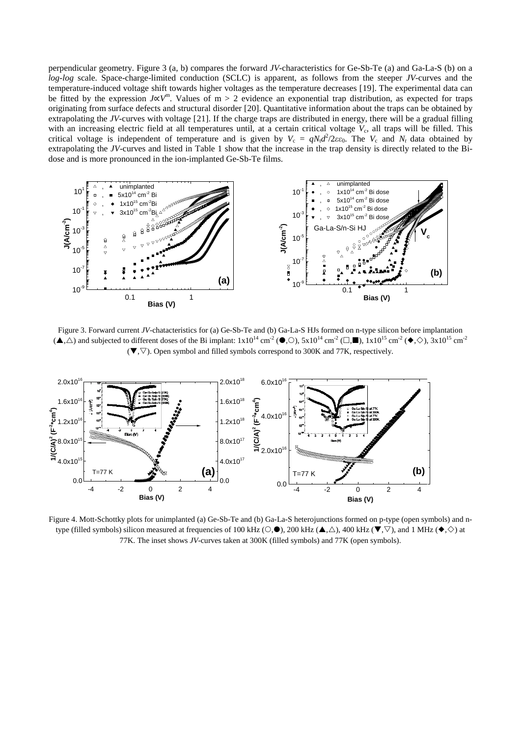perpendicular geometry. Figure 3 (a, b) compares the forward *JV*-characteristics for Ge-Sb-Te (a) and Ga-La-S (b) on a *log-log* scale. Space-charge-limited conduction (SCLC) is apparent, as follows from the steeper *JV*-curves and the temperature-induced voltage shift towards higher voltages as the temperature decreases [19]. The experimental data can be fitted by the expression $J \propto V^m$. Values of m > 2 evidence an exponential trap distribution, as expected for traps originating from surface defects and structural disorder [20]. Quantitative information about the traps can be obtained by extrapolating the *JV*-curves with voltage [21]. If the charge traps are distributed in energy, there will be a gradual filling with an increasing electric field at all temperatures until, at a certain critical voltage $V_c$, all traps will be filled. This critical voltage is independent of temperature and is given by $V_c = qN_t d^2/2\varepsilon\varepsilon_0$. The $V_c$ and $N_t$ data obtained by extrapolating the *JV*-curves and listed in Table 1 show that the increase in the trap density is directly related to the Bi-dose and is more pronounced in the ion-implanted Ge-Sb-Te films.

Figure 3. Forward current *JV*-chatacteristics for (a) Ge-Sb-Te and (b) Ga-La-S HJs formed on n-type silicon before implantation (▲,△) and subjected to different doses of the Bi implant: $1\times10^{14}$ cm$^{-2}$ (●,○), $5\times10^{14}$ cm$^{-2}$ (□,■), $1\times10^{15}$ cm$^{-2}$ (◆,◇), $3\times10^{15}$ cm$^{-2}$ (▼,▽). Open symbol and filled symbols correspond to 300K and 77K, respectively.

Figure 4. Mott-Schottky plots for unimplanted (a) Ge-Sb-Te and (b) Ga-La-S heterojunctions formed on p-type (open symbols) and n-type (filled symbols) silicon measured at frequencies of 100 kHz (○,●), 200 kHz (▲,△), 400 kHz (▼,▽), and 1 MHz (◆,◇) at 77K. The inset shows *JV*-curves taken at 300K (filled symbols) and 77K (open symbols).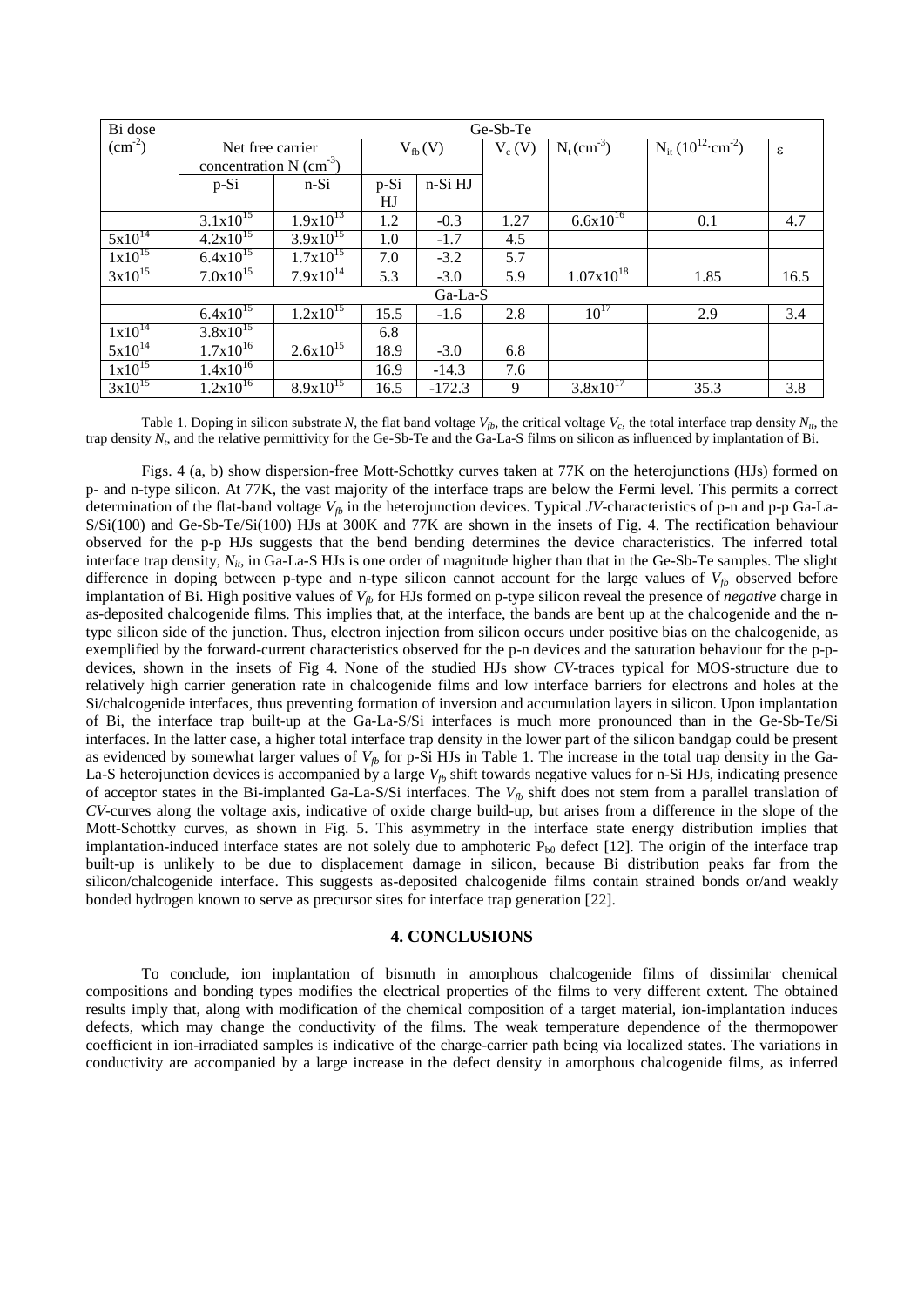| Bi dose ($cm^{-2}$) | Ge-Sb-Te | | | | | | | |
|---|---|---|---|---|---|---|---|---|
| | Net free carrier concentration N ($cm^{-3}$) | | $V_{fb}$ (V) | | $V_c$ (V) | $N_t$ ($cm^{-3}$) | $N_{it}$ ($10^{12}\cdot cm^{-2}$) | ε |
| | p-Si | n-Si | p-Si HJ | n-Si HJ | | | | |
| | $3.1x10^{15}$ | $1.9x10^{13}$ | 1.2 | -0.3 | 1.27 | $6.6x10^{16}$ | 0.1 | 4.7 |
| $5x10^{14}$ | $4.2x10^{15}$ | $3.9x10^{15}$ | 1.0 | -1.7 | 4.5 | | | |
| $1x10^{15}$ | $6.4x10^{15}$ | $1.7x10^{15}$ | 7.0 | -3.2 | 5.7 | | | |
| $3x10^{15}$ | $7.0x10^{15}$ | $7.9x10^{14}$ | 5.3 | -3.0 | 5.9 | $1.07x10^{18}$ | 1.85 | 16.5 |
| Ga-La-S | | | | | | | | |
| | $6.4x10^{15}$ | $1.2x10^{15}$ | 15.5 | -1.6 | 2.8 | $10^{17}$ | 2.9 | 3.4 |
| $1x10^{14}$ | $3.8x10^{15}$ | | 6.8 | | | | | |
| $5x10^{14}$ | $1.7x10^{16}$ | $2.6x10^{15}$ | 18.9 | -3.0 | 6.8 | | | |
| $1x10^{15}$ | $1.4x10^{16}$ | | 16.9 | -14.3 | 7.6 | | | |
| $3x10^{15}$ | $1.2x10^{16}$ | $8.9x10^{15}$ | 16.5 | -172.3 | 9 | $3.8x10^{17}$ | 35.3 | 3.8 |

Table 1. Doping in silicon substrate *N*, the flat band voltage $V_{fb}$, the critical voltage $V_c$, the total interface trap density $N_{it}$, the trap density $N_t$, and the relative permittivity for the Ge-Sb-Te and the Ga-La-S films on silicon as influenced by implantation of Bi.

Figs. 4 (a, b) show dispersion-free Mott-Schottky curves taken at 77K on the heterojunctions (HJs) formed on p- and n-type silicon. At 77K, the vast majority of the interface traps are below the Fermi level. This permits a correct determination of the flat-band voltage $V_{fb}$ in the heterojunction devices. Typical *JV*-characteristics of p-n and p-p Ga-La-S/Si(100) and Ge-Sb-Te/Si(100) HJs at 300K and 77K are shown in the insets of Fig. 4. The rectification behaviour observed for the p-p HJs suggests that the bend banding determines the device characteristics. The inferred total interface trap density, $N_{it}$, in Ga-La-S HJs is one order of magnitude higher than that in the Ge-Sb-Te samples. The slight difference in doping between p-type and n-type silicon cannot account for the large values of $V_{fb}$ observed before implantation of Bi. High positive values of $V_{fb}$ for HJs formed on p-type silicon reveal the presence of *negative* charge in as-deposited chalcogenide films. This implies that, at the interface, the bands are bent up at the chalcogenide and the n-type silicon side of the junction. Thus, electron injection from silicon occurs under positive bias on the chalcogenide, as exemplified by the forward-current characteristics observed for the p-n devices and the saturation behaviour for the p-p-devices, shown in the insets of Fig 4. None of the studied HJs show *CV*-traces typical for MOS-structure due to relatively high carrier generation rate in chalcogenide films and low interface barriers for electrons and holes at the Si/chalcogenide interfaces, thus preventing formation of inversion and accumulation layers in silicon. Upon implantation of Bi, the interface trap built-up at the Ga-La-S/Si interfaces is much more pronounced than in the Ge-Sb-Te/Si interfaces. In the latter case, a higher total interface trap density in the lower part of the silicon bandgap could be present as evidenced by somewhat larger values of $V_{fb}$ for p-Si HJs in Table 1. The increase in the total trap density in the Ga-La-S heterojunction devices is accompanied by a large $V_{fb}$ shift towards negative values for n-Si HJs, indicating presence of acceptor states in the Bi-implanted Ga-La-S/Si interfaces. The $V_{fb}$ shift does not stem from a parallel translation of *CV*-curves along the voltage axis, indicative of oxide charge build-up, but arises from a difference in the slope of the Mott-Schottky curves, as shown in Fig. 5. This asymmetry in the interface state energy distribution implies that implantation-induced interface states are not solely due to amphoteric $P_{b0}$ defect [12]. The origin of the interface trap built-up is unlikely to be due to displacement damage in silicon, because Bi distribution peaks far from the silicon/chalcogenide interface. This suggests as-deposited chalcogenide films contain strained bonds or/and weakly bonded hydrogen known to serve as precursor sites for interface trap generation [22].

## 4. CONCLUSIONS

To conclude, ion implantation of bismuth in amorphous chalcogenide films of dissimilar chemical compositions and bonding types modifies the electrical properties of the films to very different extent. The obtained results imply that, along with modification of the chemical composition of a target material, ion-implantation induces defects, which may change the conductivity of the films. The weak temperature dependence of the thermopower coefficient in ion-irradiated samples is indicative of the charge-carrier path being via localized states. The variations in conductivity are accompanied by a large increase in the defect density in amorphous chalcogenide films, as inferred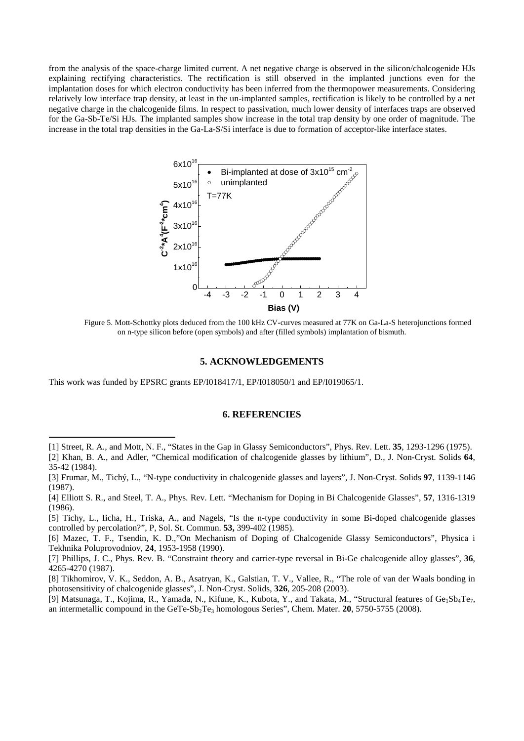from the analysis of the space-charge limited current. A net negative charge is observed in the silicon/chalcogenide HJs explaining rectifying characteristics. The rectification is still observed in the implanted junctions even for the implantation doses for which electron conductivity has been inferred from the thermopower measurements. Considering relatively low interface trap density, at least in the un-implanted samples, rectification is likely to be controlled by a net negative charge in the chalcogenide films. In respect to passivation, much lower density of interfaces traps are observed for the Ga-Sb-Te/Si HJs. The implanted samples show increase in the total trap density by one order of magnitude. The increase in the total trap densities in the Ga-La-S/Si interface is due to formation of acceptor-like interface states.

Figure 5. Mott-Schottky plots deduced from the 100 kHz CV-curves measured at 77K on Ga-La-S heterojunctions formed on n-type silicon before (open symbols) and after (filled symbols) implantation of bismuth.

## 5. ACKNOWLEDGEMENTS

This work was funded by EPSRC grants EP/I018417/1, EP/I018050/1 and EP/I019065/1.

## 6. REFERENCIES

[1] Street, R. A., and Mott, N. F., "States in the Gap in Glassy Semiconductors", Phys. Rev. Lett. **35**, 1293-1296 (1975).

[2] Khan, B. A., and Adler, "Chemical modification of chalcogenide glasses by lithium", D., J. Non-Cryst. Solids **64**, 35-42 (1984).

[3] Frumar, M., Tichý, L., "N-type conductivity in chalcogenide glasses and layers", J. Non-Cryst. Solids **97**, 1139-1146 (1987).

[4] Elliott S. R., and Steel, T. A., Phys. Rev. Lett. "Mechanism for Doping in Bi Chalcogenide Glasses", **57**, 1316-1319 (1986).

[5] Tichy, L., Iicha, H., Triska, A., and Nagels, "Is the n-type conductivity in some Bi-doped chalcogenide glasses controlled by percolation?", P, Sol. St. Commun. **53,** 399-402 (1985).

[6] Mazec, T. F., Tsendin, K. D.,"On Mechanism of Doping of Chalcogenide Glassy Semiconductors", Physica i Tekhnika Poluprovodniov, **24**, 1953-1958 (1990).

[7] Phillips, J. C., Phys. Rev. B. "Constraint theory and carrier-type reversal in Bi-Ge chalcogenide alloy glasses", **36**, 4265-4270 (1987).

[8] Tikhomirov, V. K., Seddon, A. B., Asatryan, K., Galstian, T. V., Vallee, R., "The role of van der Waals bonding in photosensitivity of chalcogenide glasses", J. Non-Cryst. Solids, **326**, 205-208 (2003).

[9] Matsunaga, T., Kojima, R., Yamada, N., Kifune, K., Kubota, Y., and Takata, M., "Structural features of $Ge_1Sb_4Te_7$, an intermetallic compound in the GeTe-$Sb_2Te_3$ homologous Series", Chem. Mater. **20**, 5750-5755 (2008).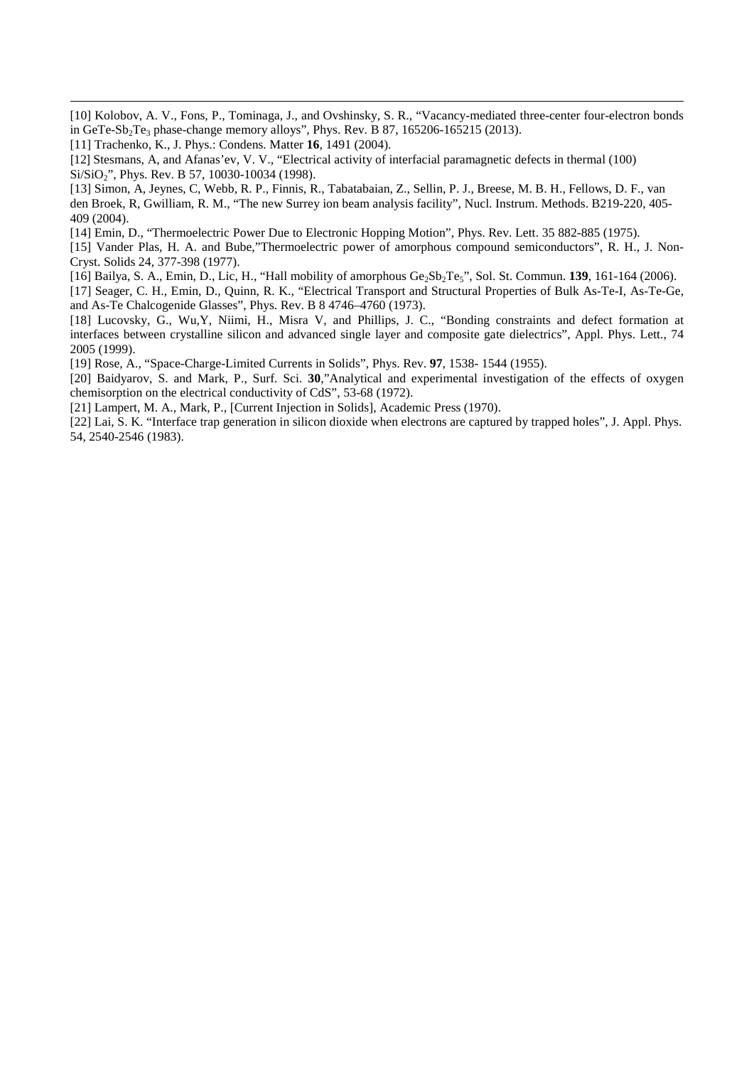[10] Kolobov, A. V., Fons, P., Tominaga, J., and Ovshinsky, S. R., "Vacancy-mediated three-center four-electron bonds in GeTe-$Sb_2Te_3$ phase-change memory alloys", Phys. Rev. B 87, 165206-165215 (2013).

[11] Trachenko, K., J. Phys.: Condens. Matter **16**, 1491 (2004).

[12] Stesmans, A, and Afanas'ev, V. V., "Electrical activity of interfacial paramagnetic defects in thermal (100) Si/$SiO_2$", Phys. Rev. B 57, 10030-10034 (1998).

[13] Simon, A, Jeynes, C, Webb, R. P., Finnis, R., Tabatabaian, Z., Sellin, P. J., Breese, M. B. H., Fellows, D. F., van den Broek, R, Gwilliam, R. M., "The new Surrey ion beam analysis facility", Nucl. Instrum. Methods. B219-220, 405-409 (2004).

[14] Emin, D., "Thermoelectric Power Due to Electronic Hopping Motion", Phys. Rev. Lett. 35 882-885 (1975).

[15] Vander Plas, H. A. and Bube,"Thermoelectric power of amorphous compound semiconductors", R. H., J. Non-Cryst. Solids 24, 377-398 (1977).

[16] Bailya, S. A., Emin, D., Lic, H., "Hall mobility of amorphous $Ge_2Sb_2Te_5$", Sol. St. Commun. **139**, 161-164 (2006).

[17] Seager, C. H., Emin, D., Quinn, R. K., "Electrical Transport and Structural Properties of Bulk As-Te-I, As-Te-Ge, and As-Te Chalcogenide Glasses", Phys. Rev. B 8 4746–4760 (1973).

[18] Lucovsky, G., Wu,Y, Niimi, H., Misra V, and Phillips, J. C., "Bonding constraints and defect formation at interfaces between crystalline silicon and advanced single layer and composite gate dielectrics", Appl. Phys. Lett., 74 2005 (1999).

[19] Rose, A., "Space-Charge-Limited Currents in Solids", Phys. Rev. **97**, 1538- 1544 (1955).

[20] Baidyarov, S. and Mark, P., Surf. Sci. **30**,"Analytical and experimental investigation of the effects of oxygen chemisorption on the electrical conductivity of CdS", 53-68 (1972).

[21] Lampert, M. A., Mark, P., [Current Injection in Solids], Academic Press (1970).

[22] Lai, S. K. "Interface trap generation in silicon dioxide when electrons are captured by trapped holes", J. Appl. Phys. 54, 2540-2546 (1983).